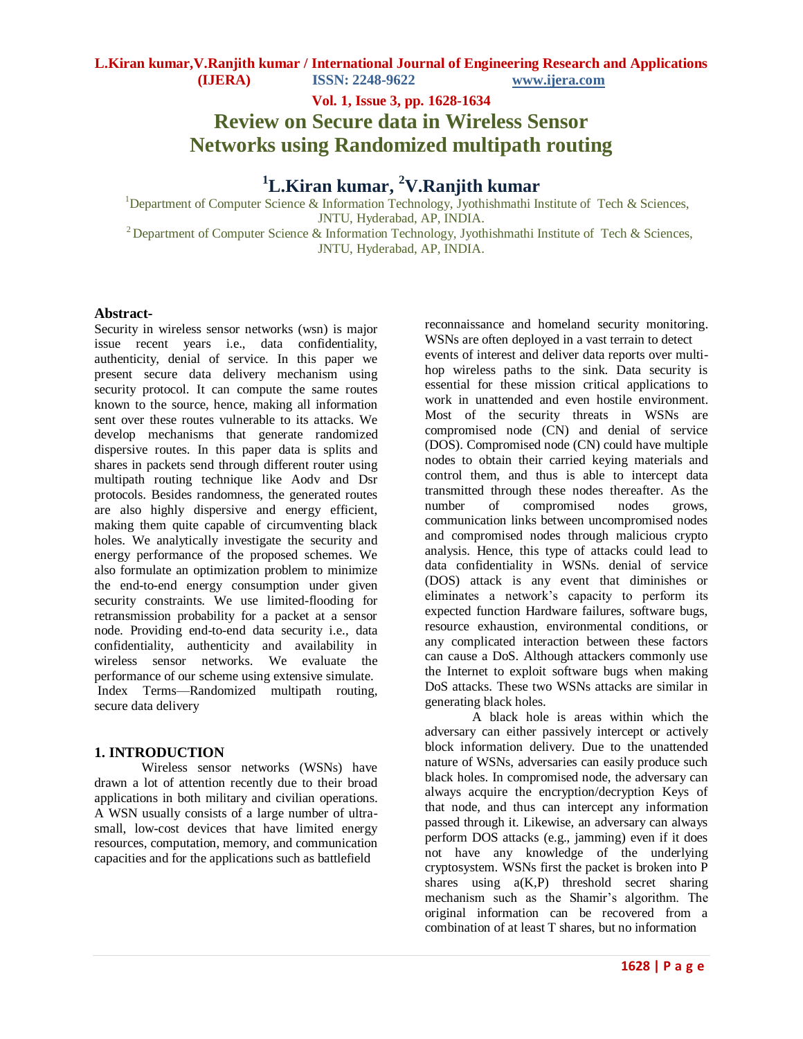# Review on Secure data in Wireless Sensor Networks using Randomized multipath routing

**[1]L.Kiran kumar, [2]V.Ranjith kumar**

[1]Department of Computer Science & Information Technology, Jyothishmathi Institute of Tech & Sciences, JNTU, Hyderabad, AP, INDIA.

[2]Department of Computer Science & Information Technology, Jyothishmathi Institute of Tech & Sciences, JNTU, Hyderabad, AP, INDIA.

**Abstract-**
Security in wireless sensor networks (wsn) is major issue recent years i.e., data confidentiality, authenticity, denial of service. In this paper we present secure data delivery mechanism using security protocol. It can compute the same routes known to the source, hence, making all information sent over these routes vulnerable to its attacks. We develop mechanisms that generate randomized dispersive routes. In this paper data is splits and shares in packets send through different router using multipath routing technique like Aodv and Dsr protocols. Besides randomness, the generated routes are also highly dispersive and energy efficient, making them quite capable of circumventing black holes. We analytically investigate the security and energy performance of the proposed schemes. We also formulate an optimization problem to minimize the end-to-end energy consumption under given security constraints. We use limited-flooding for retransmission probability for a packet at a sensor node. Providing end-to-end data security i.e., data confidentiality, authenticity and availability in wireless sensor networks. We evaluate the performance of our scheme using extensive simulate.

Index Terms—Randomized multipath routing, secure data delivery

## 1. INTRODUCTION

Wireless sensor networks (WSNs) have drawn a lot of attention recently due to their broad applications in both military and civilian operations. A WSN usually consists of a large number of ultra-small, low-cost devices that have limited energy resources, computation, memory, and communication capacities and for the applications such as battlefield reconnaissance and homeland security monitoring. WSNs are often deployed in a vast terrain to detect events of interest and deliver data reports over multi-hop wireless paths to the sink. Data security is essential for these mission critical applications to work in unattended and even hostile environment. Most of the security threats in WSNs are compromised node (CN) and denial of service (DOS). Compromised node (CN) could have multiple nodes to obtain their carried keying materials and control them, and thus is able to intercept data transmitted through these nodes thereafter. As the number of compromised nodes grows, communication links between uncompromised nodes and compromised nodes through malicious crypto analysis. Hence, this type of attacks could lead to data confidentiality in WSNs. denial of service (DOS) attack is any event that diminishes or eliminates a network's capacity to perform its expected function Hardware failures, software bugs, resource exhaustion, environmental conditions, or any complicated interaction between these factors can cause a DoS. Although attackers commonly use the Internet to exploit software bugs when making DoS attacks. These two WSNs attacks are similar in generating black holes.

A black hole is areas within which the adversary can either passively intercept or actively block information delivery. Due to the unattended nature of WSNs, adversaries can easily produce such black holes. In compromised node, the adversary can always acquire the encryption/decryption Keys of that node, and thus can intercept any information passed through it. Likewise, an adversary can always perform DOS attacks (e.g., jamming) even if it does not have any knowledge of the underlying cryptosystem. WSNs first the packet is broken into P shares using a(K,P) threshold secret sharing mechanism such as the Shamir's algorithm. The original information can be recovered from a combination of at least T shares, but no information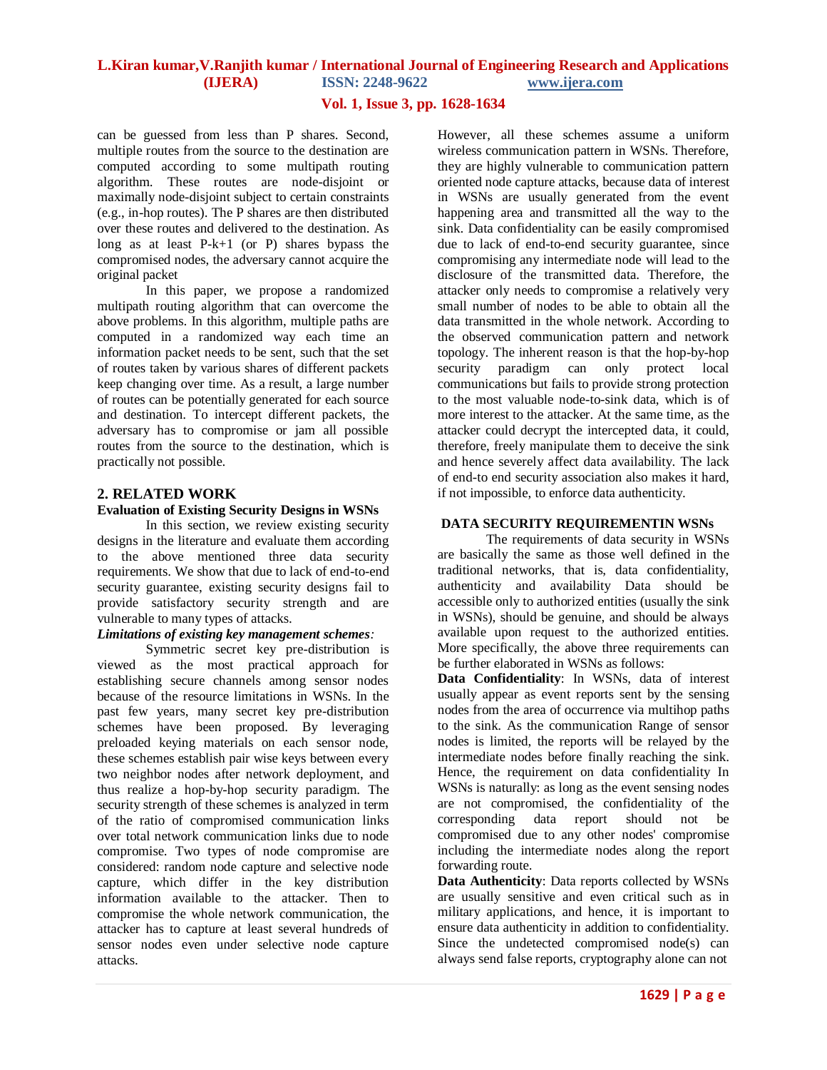can be guessed from less than P shares. Second, multiple routes from the source to the destination are computed according to some multipath routing algorithm. These routes are node-disjoint or maximally node-disjoint subject to certain constraints (e.g., in-hop routes). The P shares are then distributed over these routes and delivered to the destination. As long as at least P-k+1 (or P) shares bypass the compromised nodes, the adversary cannot acquire the original packet

In this paper, we propose a randomized multipath routing algorithm that can overcome the above problems. In this algorithm, multiple paths are computed in a randomized way each time an information packet needs to be sent, such that the set of routes taken by various shares of different packets keep changing over time. As a result, a large number of routes can be potentially generated for each source and destination. To intercept different packets, the adversary has to compromise or jam all possible routes from the source to the destination, which is practically not possible.

## 2. RELATED WORK

### Evaluation of Existing Security Designs in WSNs

In this section, we review existing security designs in the literature and evaluate them according to the above mentioned three data security requirements. We show that due to lack of end-to-end security guarantee, existing security designs fail to provide satisfactory security strength and are vulnerable to many types of attacks.

***Limitations of existing key management schemes**:*

Symmetric secret key pre-distribution is viewed as the most practical approach for establishing secure channels among sensor nodes because of the resource limitations in WSNs. In the past few years, many secret key pre-distribution schemes have been proposed. By leveraging preloaded keying materials on each sensor node, these schemes establish pair wise keys between every two neighbor nodes after network deployment, and thus realize a hop-by-hop security paradigm. The security strength of these schemes is analyzed in term of the ratio of compromised communication links over total network communication links due to node compromise. Two types of node compromise are considered: random node capture and selective node capture, which differ in the key distribution information available to the attacker. Then to compromise the whole network communication, the attacker has to capture at least several hundreds of sensor nodes even under selective node capture attacks.

However, all these schemes assume a uniform wireless communication pattern in WSNs. Therefore, they are highly vulnerable to communication pattern oriented node capture attacks, because data of interest in WSNs are usually generated from the event happening area and transmitted all the way to the sink. Data confidentiality can be easily compromised due to lack of end-to-end security guarantee, since compromising any intermediate node will lead to the disclosure of the transmitted data. Therefore, the attacker only needs to compromise a relatively very small number of nodes to be able to obtain all the data transmitted in the whole network. According to the observed communication pattern and network topology. The inherent reason is that the hop-by-hop security paradigm can only protect local communications but fails to provide strong protection to the most valuable node-to-sink data, which is of more interest to the attacker. At the same time, as the attacker could decrypt the intercepted data, it could, therefore, freely manipulate them to deceive the sink and hence severely affect data availability. The lack of end-to end security association also makes it hard, if not impossible, to enforce data authenticity.

### DATA SECURITY REQUIREMENTIN WSNs

The requirements of data security in WSNs are basically the same as those well defined in the traditional networks, that is, data confidentiality, authenticity and availability Data should be accessible only to authorized entities (usually the sink in WSNs), should be genuine, and should be always available upon request to the authorized entities. More specifically, the above three requirements can be further elaborated in WSNs as follows:

**Data Confidentiality**: In WSNs, data of interest usually appear as event reports sent by the sensing nodes from the area of occurrence via multihop paths to the sink. As the communication Range of sensor nodes is limited, the reports will be relayed by the intermediate nodes before finally reaching the sink. Hence, the requirement on data confidentiality In WSNs is naturally: as long as the event sensing nodes are not compromised, the confidentiality of the corresponding data report should not be compromised due to any other nodes' compromise including the intermediate nodes along the report forwarding route.

**Data Authenticity**: Data reports collected by WSNs are usually sensitive and even critical such as in military applications, and hence, it is important to ensure data authenticity in addition to confidentiality. Since the undetected compromised node(s) can always send false reports, cryptography alone can not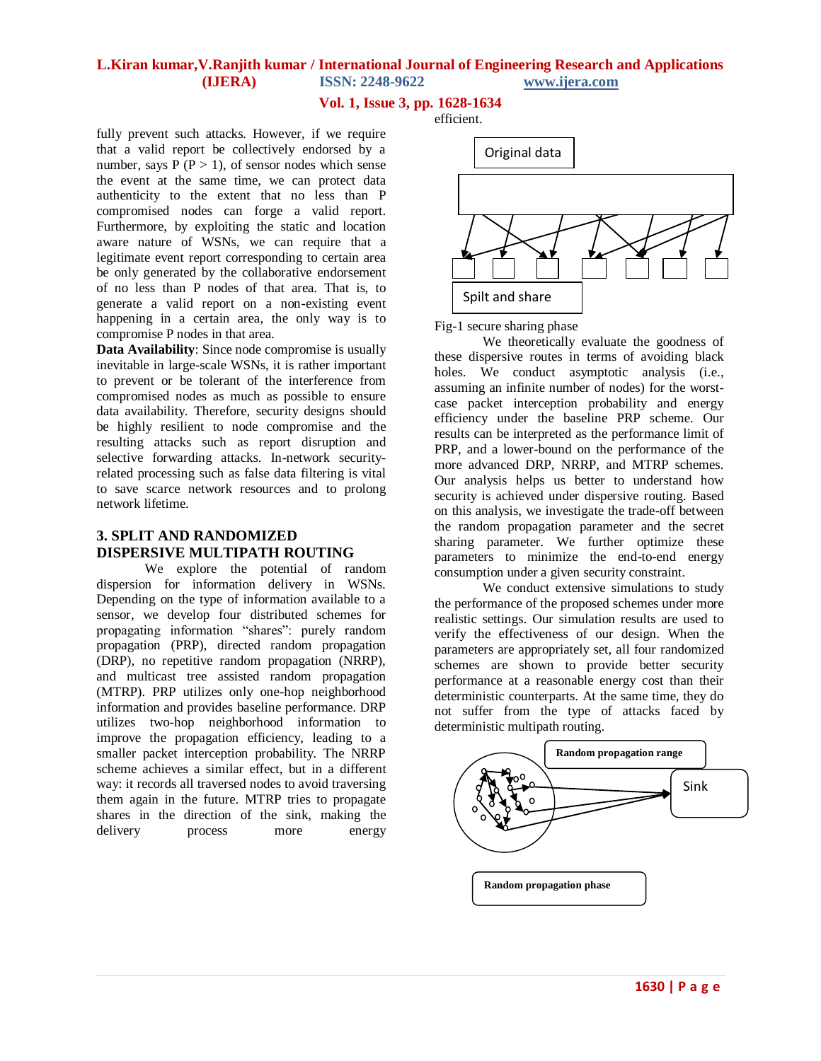fully prevent such attacks. However, if we require that a valid report be collectively endorsed by a number, says P (P > 1), of sensor nodes which sense the event at the same time, we can protect data authenticity to the extent that no less than P compromised nodes can forge a valid report. Furthermore, by exploiting the static and location aware nature of WSNs, we can require that a legitimate event report corresponding to certain area be only generated by the collaborative endorsement of no less than P nodes of that area. That is, to generate a valid report on a non-existing event happening in a certain area, the only way is to compromise P nodes in that area.

**Data Availability**: Since node compromise is usually inevitable in large-scale WSNs, it is rather important to prevent or be tolerant of the interference from compromised nodes as much as possible to ensure data availability. Therefore, security designs should be highly resilient to node compromise and the resulting attacks such as report disruption and selective forwarding attacks. In-network security-related processing such as false data filtering is vital to save scarce network resources and to prolong network lifetime.

## 3. SPLIT AND RANDOMIZED DISPERSIVE MULTIPATH ROUTING

We explore the potential of random dispersion for information delivery in WSNs. Depending on the type of information available to a sensor, we develop four distributed schemes for propagating information "shares": purely random propagation (PRP), directed random propagation (DRP), no repetitive random propagation (NRRP), and multicast tree assisted random propagation (MTRP). PRP utilizes only one-hop neighborhood information and provides baseline performance. DRP utilizes two-hop neighborhood information to improve the propagation efficiency, leading to a smaller packet interception probability. The NRRP scheme achieves a similar effect, but in a different way: it records all traversed nodes to avoid traversing them again in the future. MTRP tries to propagate shares in the direction of the sink, making the delivery process more energy efficient.

Original data

Spilt and share

Fig-1 secure sharing phase

We theoretically evaluate the goodness of these dispersive routes in terms of avoiding black holes. We conduct asymptotic analysis (i.e., assuming an infinite number of nodes) for the worst-case packet interception probability and energy efficiency under the baseline PRP scheme. Our results can be interpreted as the performance limit of PRP, and a lower-bound on the performance of the more advanced DRP, NRRP, and MTRP schemes. Our analysis helps us better to understand how security is achieved under dispersive routing. Based on this analysis, we investigate the trade-off between the random propagation parameter and the secret sharing parameter. We further optimize these parameters to minimize the end-to-end energy consumption under a given security constraint.

We conduct extensive simulations to study the performance of the proposed schemes under more realistic settings. Our simulation results are used to verify the effectiveness of our design. When the parameters are appropriately set, all four randomized schemes are shown to provide better security performance at a reasonable energy cost than their deterministic counterparts. At the same time, they do not suffer from the type of attacks faced by deterministic multipath routing.

**Random propagation range**

Sink

**Random propagation phase**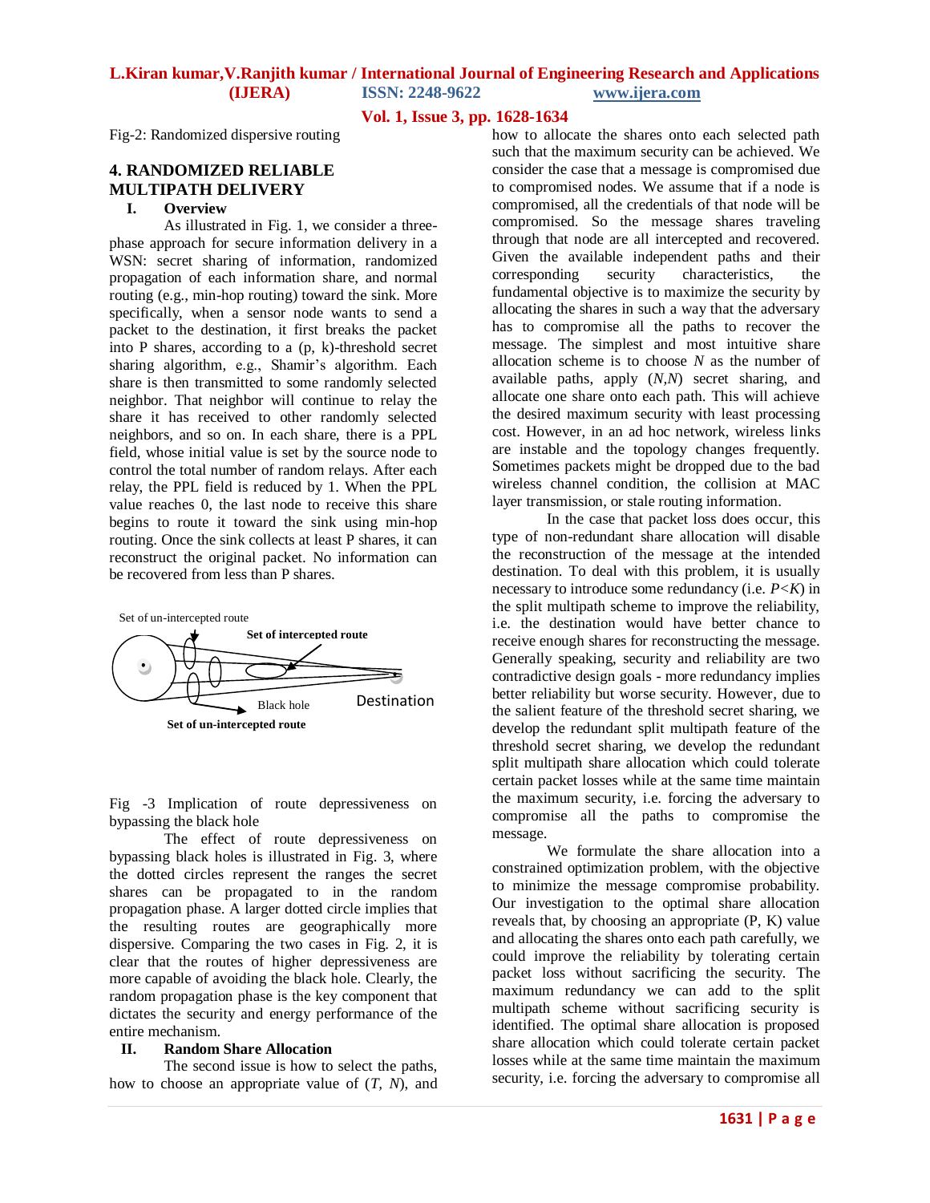Fig-2: Randomized dispersive routing

## 4. RANDOMIZED RELIABLE MULTIPATH DELIVERY

### I. Overview

As illustrated in Fig. 1, we consider a three-phase approach for secure information delivery in a WSN: secret sharing of information, randomized propagation of each information share, and normal routing (e.g., min-hop routing) toward the sink. More specifically, when a sensor node wants to send a packet to the destination, it first breaks the packet into P shares, according to a (p, k)-threshold secret sharing algorithm, e.g., Shamir's algorithm. Each share is then transmitted to some randomly selected neighbor. That neighbor will continue to relay the share it has received to other randomly selected neighbors, and so on. In each share, there is a PPL field, whose initial value is set by the source node to control the total number of random relays. After each relay, the PPL field is reduced by 1. When the PPL value reaches 0, the last node to receive this share begins to route it toward the sink using min-hop routing. Once the sink collects at least P shares, it can reconstruct the original packet. No information can be recovered from less than P shares.

Set of un-intercepted route

Set of intercepted route

Black hole

Destination

Set of un-intercepted route

Fig -3 Implication of route depressiveness on bypassing the black hole

The effect of route depressiveness on bypassing black holes is illustrated in Fig. 3, where the dotted circles represent the ranges the secret shares can be propagated to in the random propagation phase. A larger dotted circle implies that the resulting routes are geographically more dispersive. Comparing the two cases in Fig. 2, it is clear that the routes of higher depressiveness are more capable of avoiding the black hole. Clearly, the random propagation phase is the key component that dictates the security and energy performance of the entire mechanism.

### II. Random Share Allocation

The second issue is how to select the paths, how to choose an appropriate value of ($T$, $N$), and how to allocate the shares onto each selected path such that the maximum security can be achieved. We consider the case that a message is compromised due to compromised nodes. We assume that if a node is compromised, all the credentials of that node will be compromised. So the message shares traveling through that node are all intercepted and recovered. Given the available independent paths and their corresponding security characteristics, the fundamental objective is to maximize the security by allocating the shares in such a way that the adversary has to compromise all the paths to recover the message. The simplest and most intuitive share allocation scheme is to choose $N$ as the number of available paths, apply ($N$,$N$) secret sharing, and allocate one share onto each path. This will achieve the desired maximum security with least processing cost. However, in an ad hoc network, wireless links are instable and the topology changes frequently. Sometimes packets might be dropped due to the bad wireless channel condition, the collision at MAC layer transmission, or stale routing information.

In the case that packet loss does occur, this type of non-redundant share allocation will disable the reconstruction of the message at the intended destination. To deal with this problem, it is usually necessary to introduce some redundancy (i.e. $P<K$) in the split multipath scheme to improve the reliability, i.e. the destination would have better chance to receive enough shares for reconstructing the message. Generally speaking, security and reliability are two contradictive design goals - more redundancy implies better reliability but worse security. However, due to the salient feature of the threshold secret sharing, we develop the redundant split multipath feature of the threshold secret sharing, we develop the redundant split multipath share allocation which could tolerate certain packet losses while at the same time maintain the maximum security, i.e. forcing the adversary to compromise all the paths to compromise the message.

We formulate the share allocation into a constrained optimization problem, with the objective to minimize the message compromise probability. Our investigation to the optimal share allocation reveals that, by choosing an appropriate (P, K) value and allocating the shares onto each path carefully, we could improve the reliability by tolerating certain packet loss without sacrificing the security. The maximum redundancy we can add to the split multipath scheme without sacrificing security is identified. The optimal share allocation is proposed share allocation which could tolerate certain packet losses while at the same time maintain the maximum security, i.e. forcing the adversary to compromise all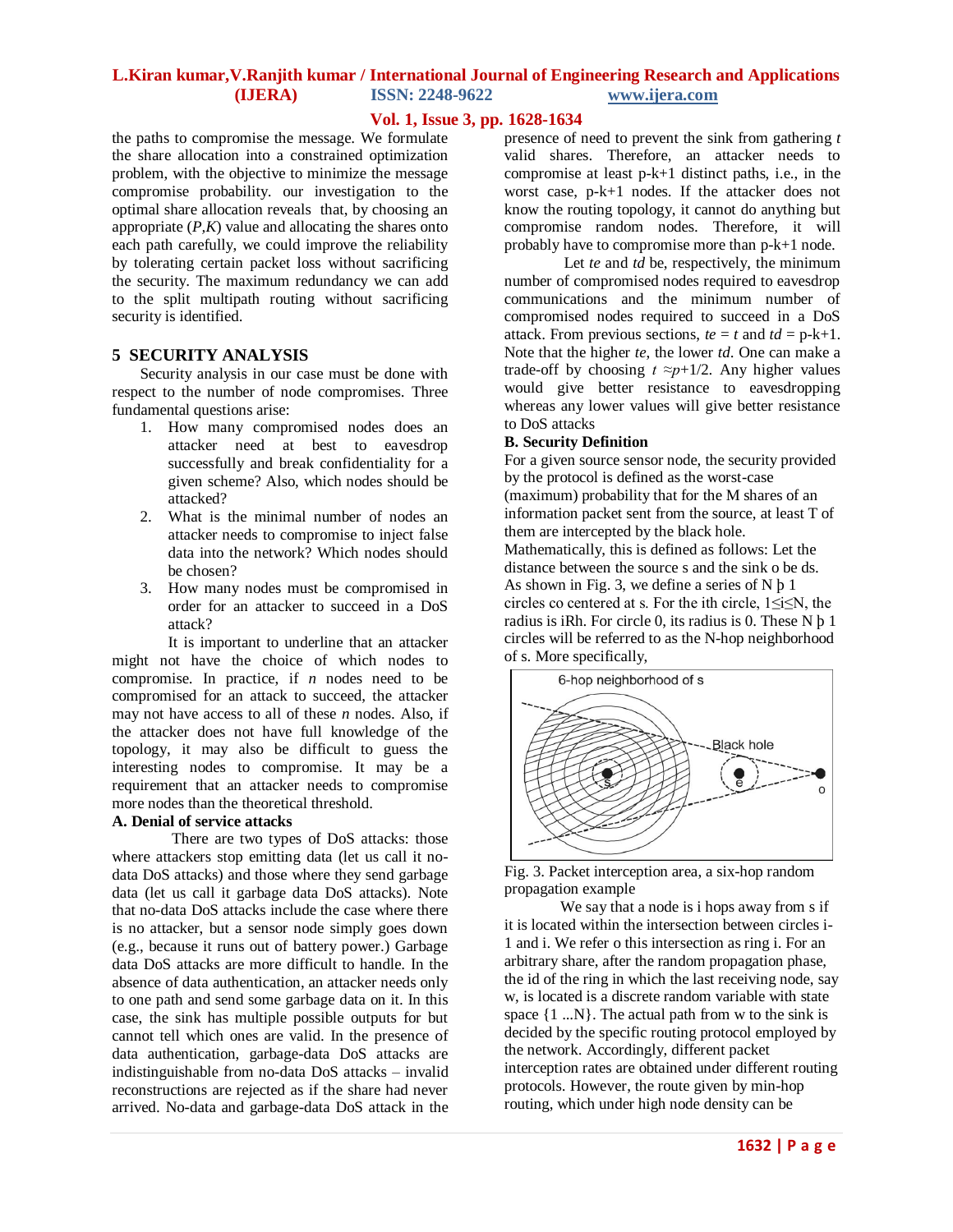the paths to compromise the message. We formulate the share allocation into a constrained optimization problem, with the objective to minimize the message compromise probability. our investigation to the optimal share allocation reveals that, by choosing an appropriate ($P$,$K$) value and allocating the shares onto each path carefully, we could improve the reliability by tolerating certain packet loss without sacrificing the security. The maximum redundancy we can add to the split multipath routing without sacrificing security is identified.

## 5 SECURITY ANALYSIS

Security analysis in our case must be done with respect to the number of node compromises. Three fundamental questions arise:

1. How many compromised nodes does an attacker need at best to eavesdrop successfully and break confidentiality for a given scheme? Also, which nodes should be attacked?
2. What is the minimal number of nodes an attacker needs to compromise to inject false data into the network? Which nodes should be chosen?
3. How many nodes must be compromised in order for an attacker to succeed in a DoS attack?

It is important to underline that an attacker might not have the choice of which nodes to compromise. In practice, if $n$ nodes need to be compromised for an attack to succeed, the attacker may not have access to all of these $n$ nodes. Also, if the attacker does not have full knowledge of the topology, it may also be difficult to guess the interesting nodes to compromise. It may be a requirement that an attacker needs to compromise more nodes than the theoretical threshold.

### A. Denial of service attacks

There are two types of DoS attacks: those where attackers stop emitting data (let us call it no-data DoS attacks) and those where they send garbage data (let us call it garbage data DoS attacks). Note that no-data DoS attacks include the case where there is no attacker, but a sensor node simply goes down (e.g., because it runs out of battery power.) Garbage data DoS attacks are more difficult to handle. In the absence of data authentication, an attacker needs only to one path and send some garbage data on it. In this case, the sink has multiple possible outputs for but cannot tell which ones are valid. In the presence of data authentication, garbage-data DoS attacks are indistinguishable from no-data DoS attacks – invalid reconstructions are rejected as if the share had never arrived. No-data and garbage-data DoS attack in the presence of need to prevent the sink from gathering $t$ valid shares. Therefore, an attacker needs to compromise at least p-k+1 distinct paths, i.e., in the worst case, p-k+1 nodes. If the attacker does not know the routing topology, it cannot do anything but compromise random nodes. Therefore, it will probably have to compromise more than p-k+1 node.

Let $te$ and $td$ be, respectively, the minimum number of compromised nodes required to eavesdrop communications and the minimum number of compromised nodes required to succeed in a DoS attack. From previous sections, $te = t$ and $td$ = p-k+1. Note that the higher $te$, the lower $td$. One can make a trade-off by choosing $t \approx p+1/2$. Any higher values would give better resistance to eavesdropping whereas any lower values will give better resistance to DoS attacks

### B. Security Definition

For a given source sensor node, the security provided by the protocol is defined as the worst-case (maximum) probability that for the M shares of an information packet sent from the source, at least T of them are intercepted by the black hole.

Mathematically, this is defined as follows: Let the distance between the source s and the sink o be ds. As shown in Fig. 3, we define a series of N þ 1 circles co centered at s. For the ith circle, 1≤i≤N, the radius is iRh. For circle 0, its radius is 0. These N þ 1 circles will be referred to as the N-hop neighborhood of s. More specifically,

Fig. 3. Packet interception area, a six-hop random propagation example

We say that a node is i hops away from s if it is located within the intersection between circles i-1 and i. We refer o this intersection as ring i. For an arbitrary share, after the random propagation phase, the id of the ring in which the last receiving node, say w, is located is a discrete random variable with state space {1 ...N}. The actual path from w to the sink is decided by the specific routing protocol employed by the network. Accordingly, different packet interception rates are obtained under different routing protocols. However, the route given by min-hop routing, which under high node density can be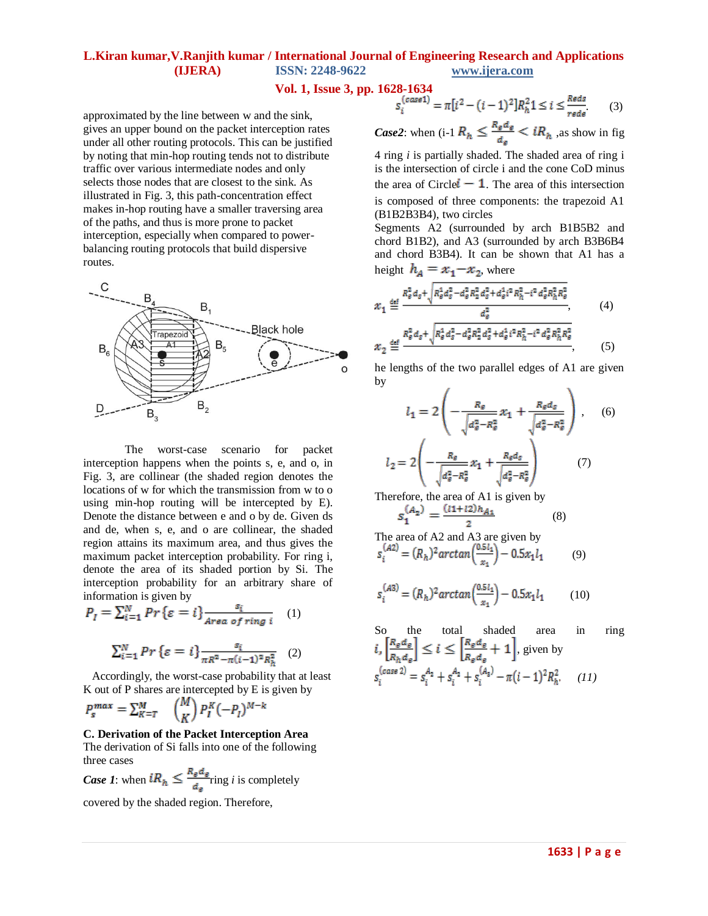approximated by the line between w and the sink, gives an upper bound on the packet interception rates under all other routing protocols. This can be justified by noting that min-hop routing tends not to distribute traffic over various intermediate nodes and only selects those nodes that are closest to the sink. As illustrated in Fig. 3, this path-concentration effect makes in-hop routing have a smaller traversing area of the paths, and thus is more prone to packet interception, especially when compared to power-balancing routing protocols that build dispersive routes.

The worst-case scenario for packet interception happens when the points s, e, and o, in Fig. 3, are collinear (the shaded region denotes the locations of w for which the transmission from w to o using min-hop routing will be intercepted by E). Denote the distance between e and o by de. Given ds and de, when s, e, and o are collinear, the shaded region attains its maximum area, and thus gives the maximum packet interception probability. For ring i, denote the area of its shaded portion by Si. The interception probability for an arbitrary share of information is given by

$$P_I = \sum_{i=1}^{N} Pr\{\varepsilon = i\} \frac{s_i}{Area\ of\ ring\ i} \qquad (1)$$

$$\sum_{i=1}^{N} Pr\{\varepsilon = i\} \frac{s_i}{\pi R^2 - \pi (i-1)^2 R_h^2} \qquad (2)$$

Accordingly, the worst-case probability that at least K out of P shares are intercepted by E is given by

$$P_s^{max} = \sum_{K=T}^{M} \binom{M}{K} P_I^K (-P_I)^{M-k}$$

**C. Derivation of the Packet Interception Area**

The derivation of Si falls into one of the following three cases

***Case 1***: when $iR_h \leq \frac{R_e d_s}{d_e}$ ring *i* is completely covered by the shaded region. Therefore,

$$s_i^{(case1)} = \pi[i^2 - (i-1)^2] R_h^2 \quad 1 \leq i \leq \frac{Reds}{rede}. \qquad (3)$$

***Case2***: when (i-1 $R_h \leq \frac{R_e d_s}{d_e} < iR_h$ ,as show in fig 4 ring *i* is partially shaded. The shaded area of ring i is the intersection of circle i and the cone CoD minus the area of Circle $i - 1$. The area of this intersection is composed of three components: the trapezoid A1 (B1B2B3B4), two circles

Segments A2 (surrounded by arch B1B5B2 and chord B1B2), and A3 (surrounded by arch B3B6B4 and chord B3B4). It can be shown that A1 has a height $h_A = x_1 - x_2$, where

$$x_1 \stackrel{\text{def}}{=} \frac{R_e^2 d_s + \sqrt{R_e^2 d_s^2 - d_s^2 R_e^2 d_s^2 + d_s^2 i^2 R_h^2 - i^2 d_s^2 R_h^2 R_e^2}}{d_e^2}, \qquad (4)$$

$$x_2 \stackrel{\text{def}}{=} \frac{R_e^2 d_s + \sqrt{R_e^2 d_s^2 - d_s^2 R_e^2 d_s^2 + d_s^2 i^2 R_h^2 - i^2 d_s^2 R_h^2 R_e^2}}{}, \qquad (5)$$

he lengths of the two parallel edges of A1 are given by

$$l_1 = 2\left(-\frac{R_e}{\sqrt{d_e^2 - R_e^2}} x_1 + \frac{R_e d_s}{\sqrt{d_e^2 - R_e^2}}\right), \qquad (6)$$

$$l_2 = 2\left(-\frac{R_e}{\sqrt{d_e^2 - R_e^2}} x_1 + \frac{R_e d_s}{\sqrt{d_e^2 - R_e^2}}\right) \qquad (7)$$

Therefore, the area of A1 is given by

$$s_1^{(A_2)} = \frac{(l1 + l2) h_{A_1}}{2} \qquad (8)$$

The area of A2 and A3 are given by

$$s_i^{(A2)} = (R_h)^2 \arctan\left(\frac{0.5 l_1}{x_1}\right) - 0.5 x_1 l_1 \qquad (9)$$

$$s_i^{(A3)} = (R_h)^2 \arctan\left(\frac{0.5 l_1}{x_1}\right) - 0.5 x_1 l_1 \qquad (10)$$

So the total shaded area in ring $i$, $\left[\frac{R_e d_s}{R_h d_e}\right] \leq i \leq \left[\frac{R_e d_s}{R_e d_s} + 1\right]$, given by

$$s_i^{(case\ 2)} = s_i^{A_1} + s_i^{A_2} + s_i^{(A_3)} - \pi(i-1)^2 R_h^2. \qquad (11)$$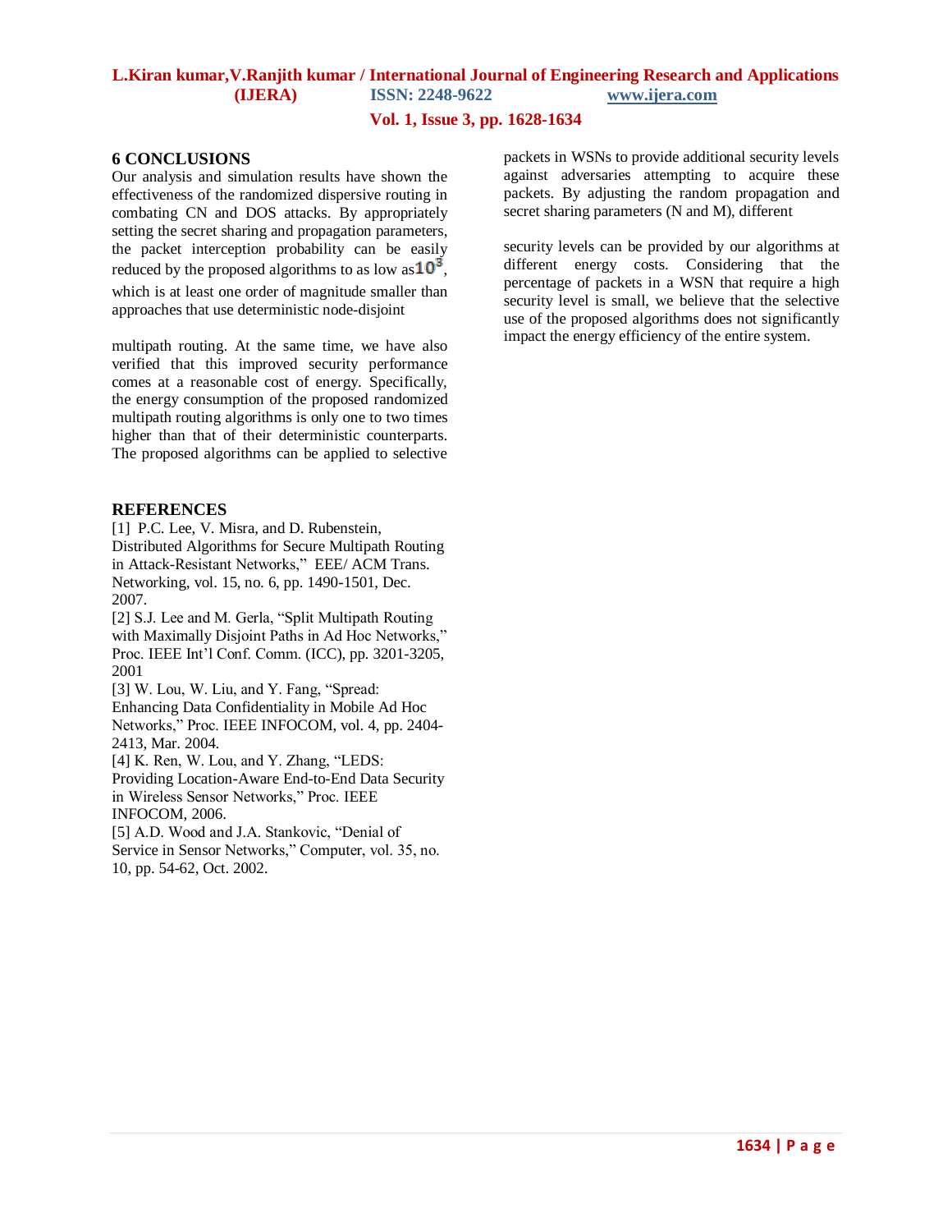## 6 CONCLUSIONS

Our analysis and simulation results have shown the effectiveness of the randomized dispersive routing in combating CN and DOS attacks. By appropriately setting the secret sharing and propagation parameters, the packet interception probability can be easily reduced by the proposed algorithms to as low as $10^{3}$, which is at least one order of magnitude smaller than approaches that use deterministic node-disjoint multipath routing. At the same time, we have also verified that this improved security performance comes at a reasonable cost of energy. Specifically, the energy consumption of the proposed randomized multipath routing algorithms is only one to two times higher than that of their deterministic counterparts. The proposed algorithms can be applied to selective packets in WSNs to provide additional security levels against adversaries attempting to acquire these packets. By adjusting the random propagation and secret sharing parameters (N and M), different security levels can be provided by our algorithms at different energy costs. Considering that the percentage of packets in a WSN that require a high security level is small, we believe that the selective use of the proposed algorithms does not significantly impact the energy efficiency of the entire system.

## REFERENCES

[1] P.C. Lee, V. Misra, and D. Rubenstein, Distributed Algorithms for Secure Multipath Routing in Attack-Resistant Networks," EEE/ ACM Trans. Networking, vol. 15, no. 6, pp. 1490-1501, Dec. 2007.

[2] S.J. Lee and M. Gerla, "Split Multipath Routing with Maximally Disjoint Paths in Ad Hoc Networks," Proc. IEEE Int'l Conf. Comm. (ICC), pp. 3201-3205, 2001

[3] W. Lou, W. Liu, and Y. Fang, "Spread: Enhancing Data Confidentiality in Mobile Ad Hoc Networks," Proc. IEEE INFOCOM, vol. 4, pp. 2404-2413, Mar. 2004.

[4] K. Ren, W. Lou, and Y. Zhang, "LEDS: Providing Location-Aware End-to-End Data Security in Wireless Sensor Networks," Proc. IEEE INFOCOM, 2006.

[5] A.D. Wood and J.A. Stankovic, "Denial of Service in Sensor Networks," Computer, vol. 35, no. 10, pp. 54-62, Oct. 2002.